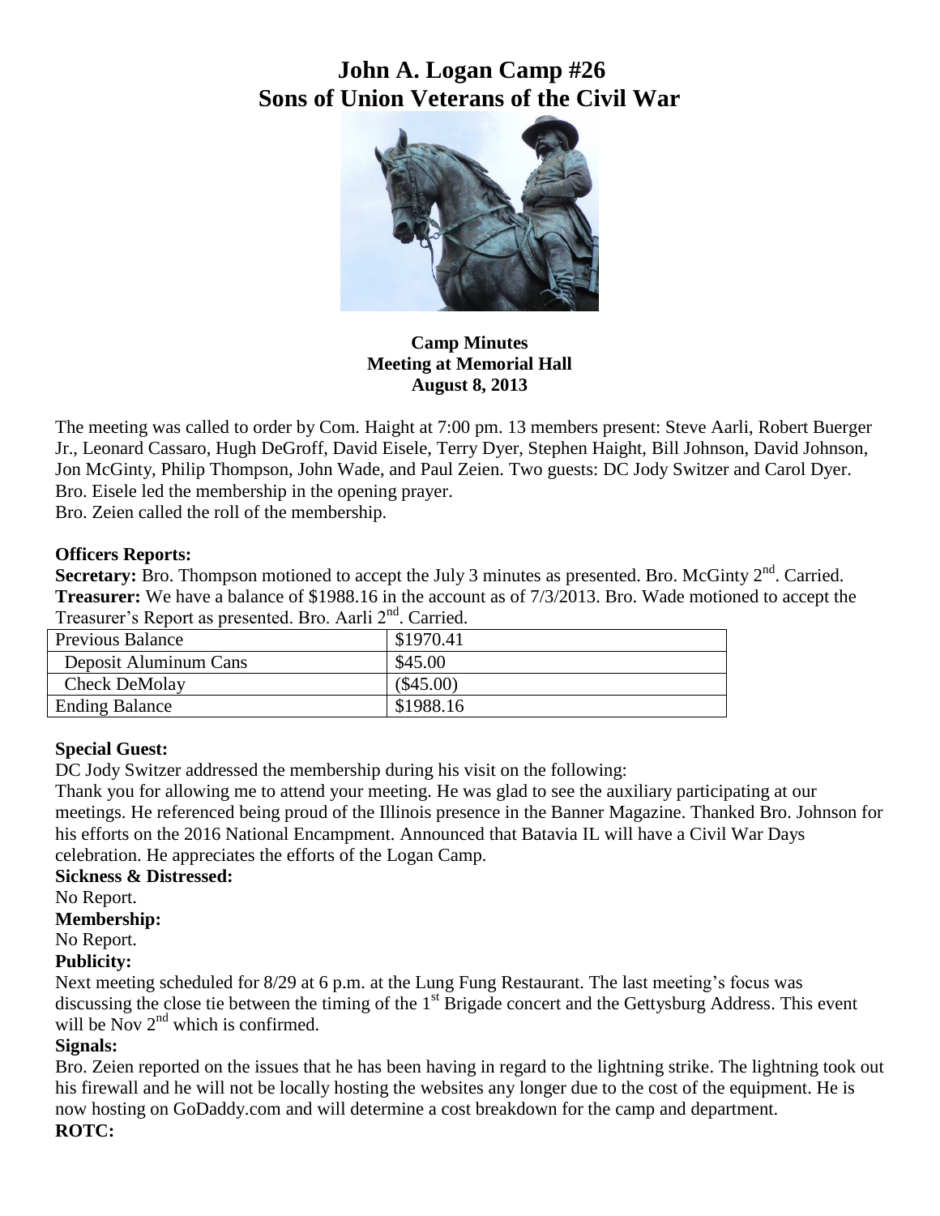# John A. Logan Camp #26
# Sons of Union Veterans of the Civil War

**Camp Minutes**
**Meeting at Memorial Hall**
**August 8, 2013**

The meeting was called to order by Com. Haight at 7:00 pm. 13 members present: Steve Aarli, Robert Buerger Jr., Leonard Cassaro, Hugh DeGroff, David Eisele, Terry Dyer, Stephen Haight, Bill Johnson, David Johnson, Jon McGinty, Philip Thompson, John Wade, and Paul Zeien. Two guests: DC Jody Switzer and Carol Dyer.
Bro. Eisele led the membership in the opening prayer.
Bro. Zeien called the roll of the membership.

**Officers Reports:**

**Secretary:** Bro. Thompson motioned to accept the July 3 minutes as presented. Bro. McGinty 2nd. Carried.
**Treasurer:** We have a balance of $1988.16 in the account as of 7/3/2013. Bro. Wade motioned to accept the Treasurer's Report as presented. Bro. Aarli 2nd. Carried.

| Previous Balance | $1970.41 |
|---|---|
| Deposit Aluminum Cans | $45.00 |
| Check DeMolay | ($45.00) |
| Ending Balance | $1988.16 |

**Special Guest:**
DC Jody Switzer addressed the membership during his visit on the following:
Thank you for allowing me to attend your meeting. He was glad to see the auxiliary participating at our meetings. He referenced being proud of the Illinois presence in the Banner Magazine. Thanked Bro. Johnson for his efforts on the 2016 National Encampment. Announced that Batavia IL will have a Civil War Days celebration. He appreciates the efforts of the Logan Camp.

**Sickness & Distressed:**
No Report.

**Membership:**
No Report.

**Publicity:**
Next meeting scheduled for 8/29 at 6 p.m. at the Lung Fung Restaurant. The last meeting's focus was discussing the close tie between the timing of the 1st Brigade concert and the Gettysburg Address. This event will be Nov 2nd which is confirmed.

**Signals:**
Bro. Zeien reported on the issues that he has been having in regard to the lightning strike. The lightning took out his firewall and he will not be locally hosting the websites any longer due to the cost of the equipment. He is now hosting on GoDaddy.com and will determine a cost breakdown for the camp and department.

**ROTC:**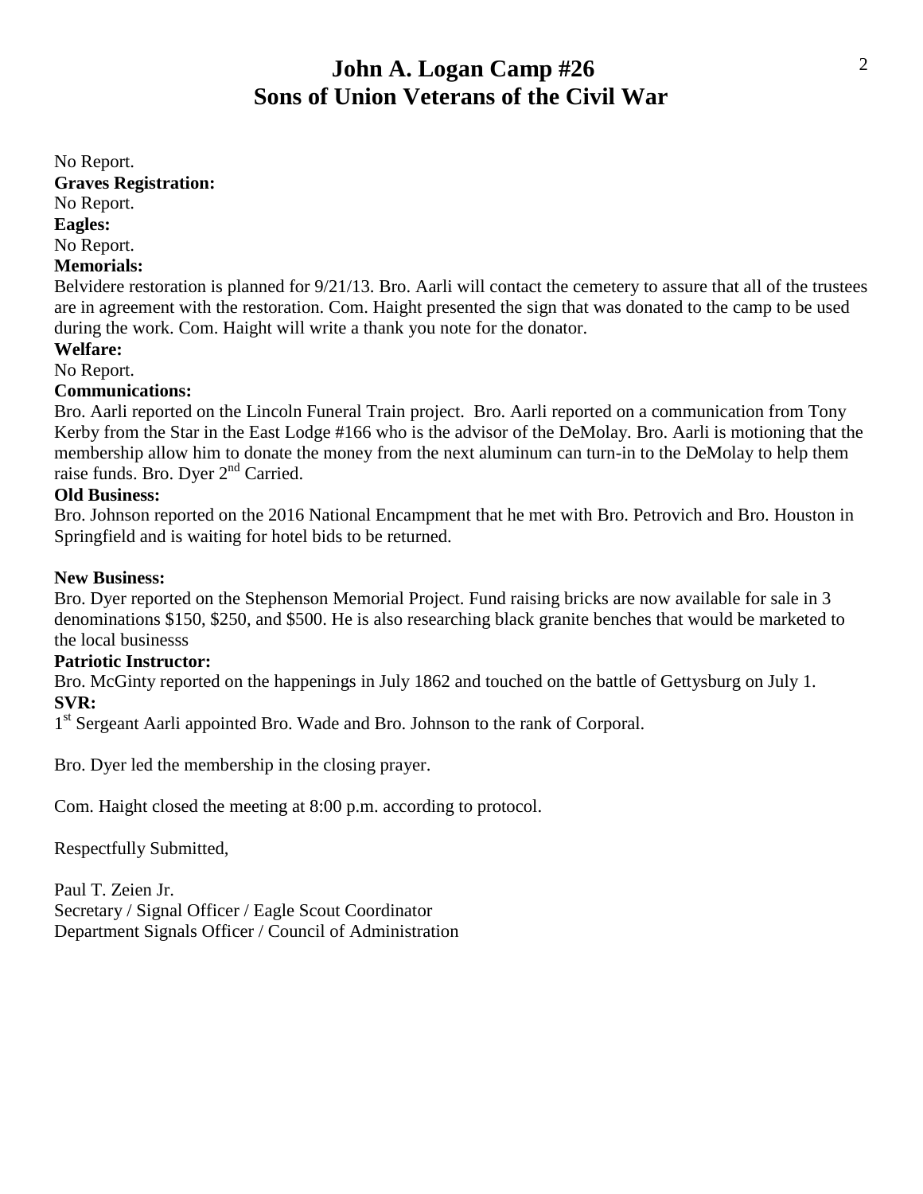# John A. Logan Camp #26
# Sons of Union Veterans of the Civil War

No Report.

**Graves Registration:**

No Report.

**Eagles:**

No Report.

**Memorials:**

Belvidere restoration is planned for 9/21/13. Bro. Aarli will contact the cemetery to assure that all of the trustees are in agreement with the restoration. Com. Haight presented the sign that was donated to the camp to be used during the work. Com. Haight will write a thank you note for the donator.

**Welfare:**

No Report.

**Communications:**

Bro. Aarli reported on the Lincoln Funeral Train project. Bro. Aarli reported on a communication from Tony Kerby from the Star in the East Lodge #166 who is the advisor of the DeMolay. Bro. Aarli is motioning that the membership allow him to donate the money from the next aluminum can turn-in to the DeMolay to help them raise funds. Bro. Dyer 2nd Carried.

**Old Business:**

Bro. Johnson reported on the 2016 National Encampment that he met with Bro. Petrovich and Bro. Houston in Springfield and is waiting for hotel bids to be returned.

**New Business:**

Bro. Dyer reported on the Stephenson Memorial Project. Fund raising bricks are now available for sale in 3 denominations $150, $250, and $500. He is also researching black granite benches that would be marketed to the local businesss

**Patriotic Instructor:**

Bro. McGinty reported on the happenings in July 1862 and touched on the battle of Gettysburg on July 1.

**SVR:**

1st Sergeant Aarli appointed Bro. Wade and Bro. Johnson to the rank of Corporal.

Bro. Dyer led the membership in the closing prayer.

Com. Haight closed the meeting at 8:00 p.m. according to protocol.

Respectfully Submitted,

Paul T. Zeien Jr.
Secretary / Signal Officer / Eagle Scout Coordinator
Department Signals Officer / Council of Administration